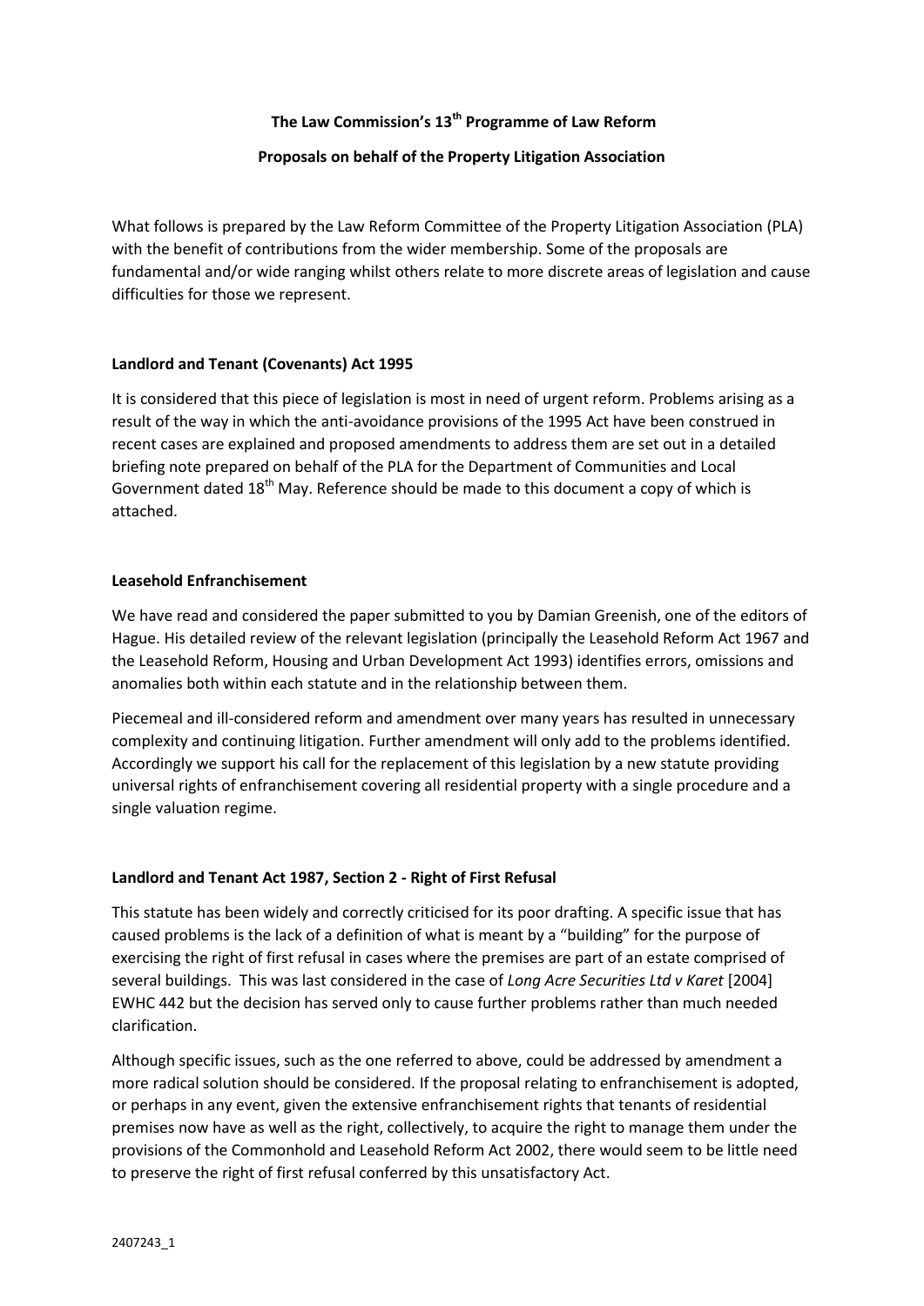# The Law Commission's 13th Programme of Law Reform

## Proposals on behalf of the Property Litigation Association

What follows is prepared by the Law Reform Committee of the Property Litigation Association (PLA) with the benefit of contributions from the wider membership. Some of the proposals are fundamental and/or wide ranging whilst others relate to more discrete areas of legislation and cause difficulties for those we represent.

### Landlord and Tenant (Covenants) Act 1995

It is considered that this piece of legislation is most in need of urgent reform. Problems arising as a result of the way in which the anti-avoidance provisions of the 1995 Act have been construed in recent cases are explained and proposed amendments to address them are set out in a detailed briefing note prepared on behalf of the PLA for the Department of Communities and Local Government dated 18th May. Reference should be made to this document a copy of which is attached.

### Leasehold Enfranchisement

We have read and considered the paper submitted to you by Damian Greenish, one of the editors of Hague. His detailed review of the relevant legislation (principally the Leasehold Reform Act 1967 and the Leasehold Reform, Housing and Urban Development Act 1993) identifies errors, omissions and anomalies both within each statute and in the relationship between them.

Piecemeal and ill-considered reform and amendment over many years has resulted in unnecessary complexity and continuing litigation. Further amendment will only add to the problems identified. Accordingly we support his call for the replacement of this legislation by a new statute providing universal rights of enfranchisement covering all residential property with a single procedure and a single valuation regime.

### Landlord and Tenant Act 1987, Section 2 - Right of First Refusal

This statute has been widely and correctly criticised for its poor drafting. A specific issue that has caused problems is the lack of a definition of what is meant by a "building" for the purpose of exercising the right of first refusal in cases where the premises are part of an estate comprised of several buildings. This was last considered in the case of *Long Acre Securities Ltd v Karet* [2004] EWHC 442 but the decision has served only to cause further problems rather than much needed clarification.

Although specific issues, such as the one referred to above, could be addressed by amendment a more radical solution should be considered. If the proposal relating to enfranchisement is adopted, or perhaps in any event, given the extensive enfranchisement rights that tenants of residential premises now have as well as the right, collectively, to acquire the right to manage them under the provisions of the Commonhold and Leasehold Reform Act 2002, there would seem to be little need to preserve the right of first refusal conferred by this unsatisfactory Act.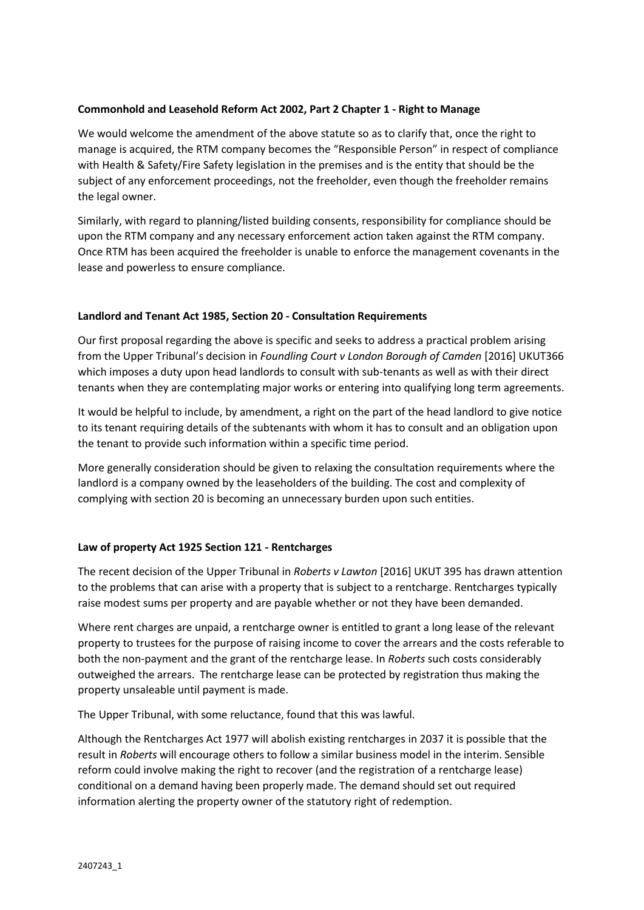**Commonhold and Leasehold Reform Act 2002, Part 2 Chapter 1 - Right to Manage**

We would welcome the amendment of the above statute so as to clarify that, once the right to manage is acquired, the RTM company becomes the "Responsible Person" in respect of compliance with Health & Safety/Fire Safety legislation in the premises and is the entity that should be the subject of any enforcement proceedings, not the freeholder, even though the freeholder remains the legal owner.

Similarly, with regard to planning/listed building consents, responsibility for compliance should be upon the RTM company and any necessary enforcement action taken against the RTM company. Once RTM has been acquired the freeholder is unable to enforce the management covenants in the lease and powerless to ensure compliance.

**Landlord and Tenant Act 1985, Section 20 - Consultation Requirements**

Our first proposal regarding the above is specific and seeks to address a practical problem arising from the Upper Tribunal's decision in *Foundling Court v London Borough of Camden* [2016] UKUT366 which imposes a duty upon head landlords to consult with sub-tenants as well as with their direct tenants when they are contemplating major works or entering into qualifying long term agreements.

It would be helpful to include, by amendment, a right on the part of the head landlord to give notice to its tenant requiring details of the subtenants with whom it has to consult and an obligation upon the tenant to provide such information within a specific time period.

More generally consideration should be given to relaxing the consultation requirements where the landlord is a company owned by the leaseholders of the building. The cost and complexity of complying with section 20 is becoming an unnecessary burden upon such entities.

**Law of property Act 1925 Section 121 - Rentcharges**

The recent decision of the Upper Tribunal in *Roberts v Lawton* [2016] UKUT 395 has drawn attention to the problems that can arise with a property that is subject to a rentcharge. Rentcharges typically raise modest sums per property and are payable whether or not they have been demanded.

Where rent charges are unpaid, a rentcharge owner is entitled to grant a long lease of the relevant property to trustees for the purpose of raising income to cover the arrears and the costs referable to both the non-payment and the grant of the rentcharge lease. In *Roberts* such costs considerably outweighed the arrears. The rentcharge lease can be protected by registration thus making the property unsaleable until payment is made.

The Upper Tribunal, with some reluctance, found that this was lawful.

Although the Rentcharges Act 1977 will abolish existing rentcharges in 2037 it is possible that the result in *Roberts* will encourage others to follow a similar business model in the interim. Sensible reform could involve making the right to recover (and the registration of a rentcharge lease) conditional on a demand having been properly made. The demand should set out required information alerting the property owner of the statutory right of redemption.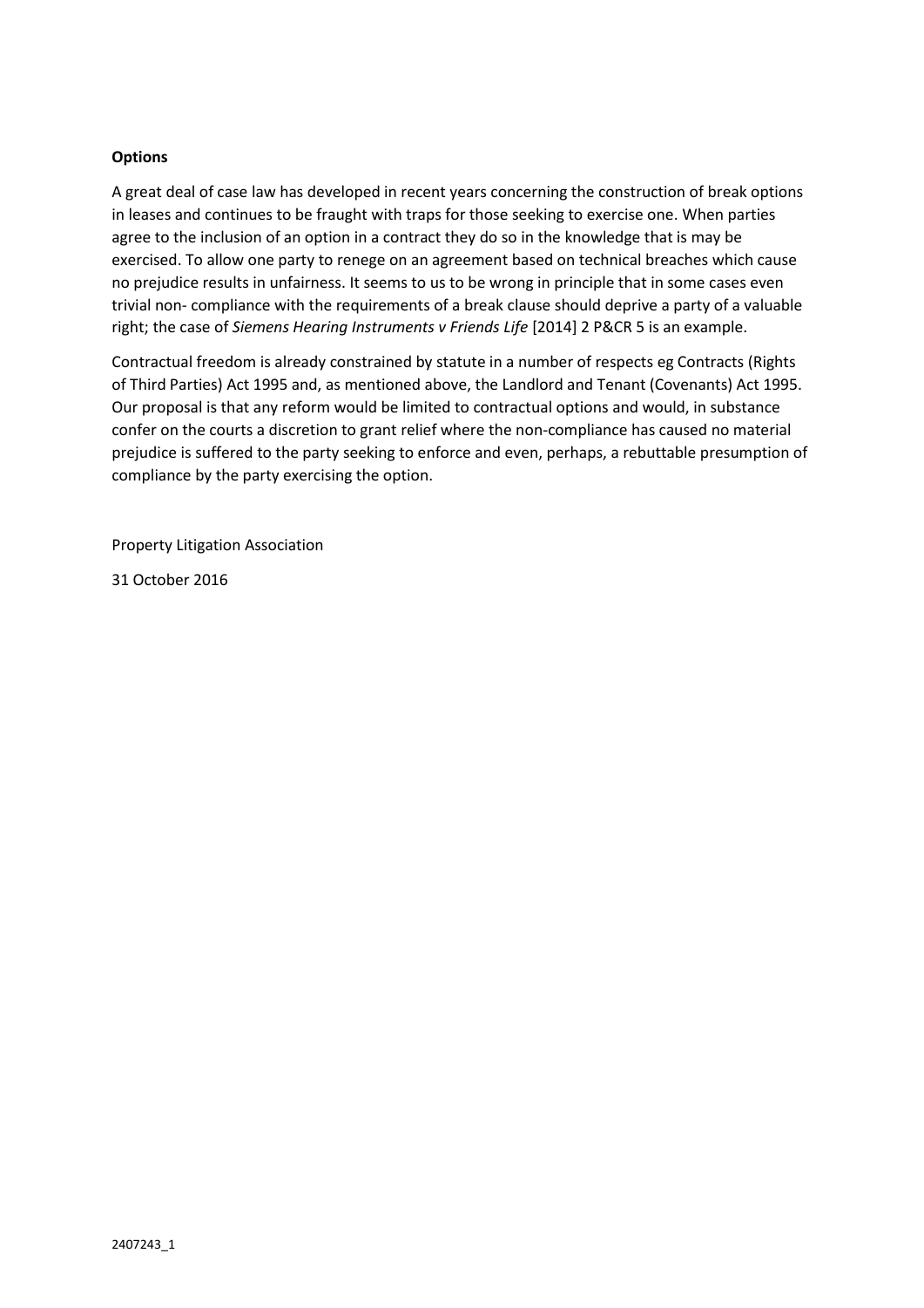**Options**

A great deal of case law has developed in recent years concerning the construction of break options in leases and continues to be fraught with traps for those seeking to exercise one. When parties agree to the inclusion of an option in a contract they do so in the knowledge that is may be exercised. To allow one party to renege on an agreement based on technical breaches which cause no prejudice results in unfairness. It seems to us to be wrong in principle that in some cases even trivial non- compliance with the requirements of a break clause should deprive a party of a valuable right; the case of *Siemens Hearing Instruments v Friends Life* [2014] 2 P&CR 5 is an example.

Contractual freedom is already constrained by statute in a number of respects eg Contracts (Rights of Third Parties) Act 1995 and, as mentioned above, the Landlord and Tenant (Covenants) Act 1995. Our proposal is that any reform would be limited to contractual options and would, in substance confer on the courts a discretion to grant relief where the non-compliance has caused no material prejudice is suffered to the party seeking to enforce and even, perhaps, a rebuttable presumption of compliance by the party exercising the option.

Property Litigation Association

31 October 2016